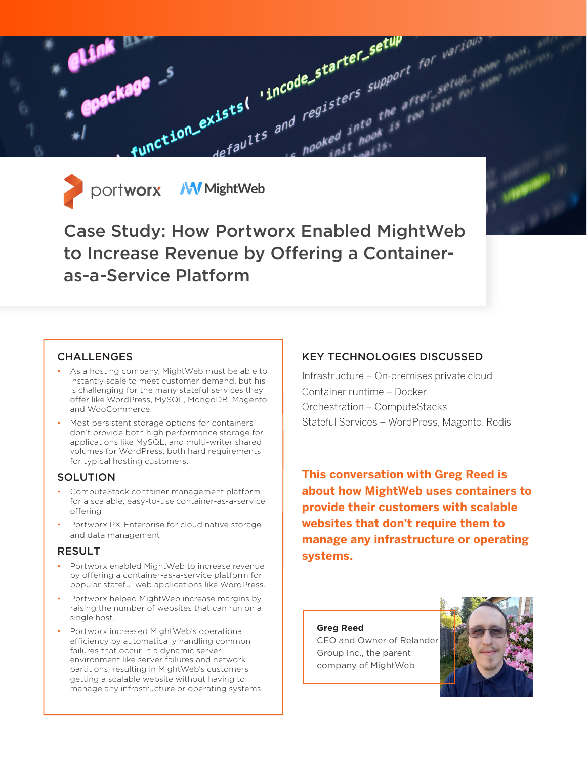portworx MightWeb

# Case Study: How Portworx Enabled MightWeb to Increase Revenue by Offering a Container-as-a-Service Platform

## CHALLENGES

- As a hosting company, MightWeb must be able to instantly scale to meet customer demand, but his is challenging for the many stateful services they offer like WordPress, MySQL, MongoDB, Magento, and WooCommerce.
- Most persistent storage options for containers don't provide both high performance storage for applications like MySQL, and multi-writer shared volumes for WordPress, both hard requirements for typical hosting customers.

## SOLUTION

- ComputeStack container management platform for a scalable, easy-to-use container-as-a-service offering
- Portworx PX-Enterprise for cloud native storage and data management

## RESULT

- Portworx enabled MightWeb to increase revenue by offering a container-as-a-service platform for popular stateful web applications like WordPress.
- Portworx helped MightWeb increase margins by raising the number of websites that can run on a single host.
- Portworx increased MightWeb's operational efficiency by automatically handling common failures that occur in a dynamic server environment like server failures and network partitions, resulting in MightWeb's customers getting a scalable website without having to manage any infrastructure or operating systems.

## KEY TECHNOLOGIES DISCUSSED

Infrastructure – On-premises private cloud

Container runtime – Docker

Orchestration – ComputeStacks

Stateful Services – WordPress, Magento, Redis

**This conversation with Greg Reed is about how MightWeb uses containers to provide their customers with scalable websites that don't require them to manage any infrastructure or operating systems.**

**Greg Reed**
CEO and Owner of Relander Group Inc., the parent company of MightWeb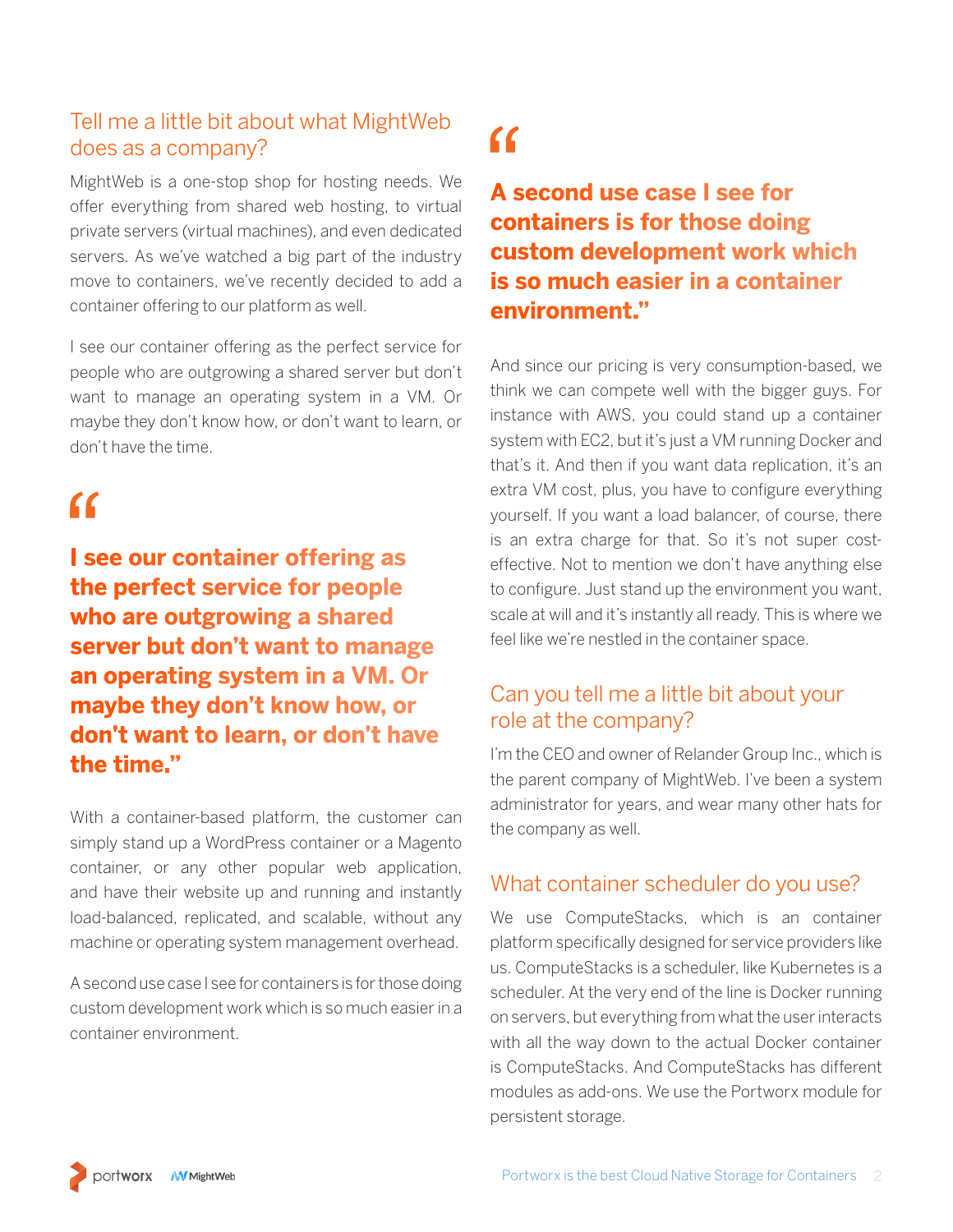## Tell me a little bit about what MightWeb does as a company?

MightWeb is a one-stop shop for hosting needs. We offer everything from shared web hosting, to virtual private servers (virtual machines), and even dedicated servers. As we've watched a big part of the industry move to containers, we've recently decided to add a container offering to our platform as well.

I see our container offering as the perfect service for people who are outgrowing a shared server but don't want to manage an operating system in a VM. Or maybe they don't know how, or don't want to learn, or don't have the time.

> **"I see our container offering as the perfect service for people who are outgrowing a shared server but don't want to manage an operating system in a VM. Or maybe they don't know how, or don't want to learn, or don't have the time."**

With a container-based platform, the customer can simply stand up a WordPress container or a Magento container, or any other popular web application, and have their website up and running and instantly load-balanced, replicated, and scalable, without any machine or operating system management overhead.

A second use case I see for containers is for those doing custom development work which is so much easier in a container environment.

> **"A second use case I see for containers is for those doing custom development work which is so much easier in a container environment."**

And since our pricing is very consumption-based, we think we can compete well with the bigger guys. For instance with AWS, you could stand up a container system with EC2, but it's just a VM running Docker and that's it. And then if you want data replication, it's an extra VM cost, plus, you have to configure everything yourself. If you want a load balancer, of course, there is an extra charge for that. So it's not super cost-effective. Not to mention we don't have anything else to configure. Just stand up the environment you want, scale at will and it's instantly all ready. This is where we feel like we're nestled in the container space.

## Can you tell me a little bit about your role at the company?

I'm the CEO and owner of Relander Group Inc., which is the parent company of MightWeb. I've been a system administrator for years, and wear many other hats for the company as well.

## What container scheduler do you use?

We use ComputeStacks, which is an container platform specifically designed for service providers like us. ComputeStacks is a scheduler, like Kubernetes is a scheduler. At the very end of the line is Docker running on servers, but everything from what the user interacts with all the way down to the actual Docker container is ComputeStacks. And ComputeStacks has different modules as add-ons. We use the Portworx module for persistent storage.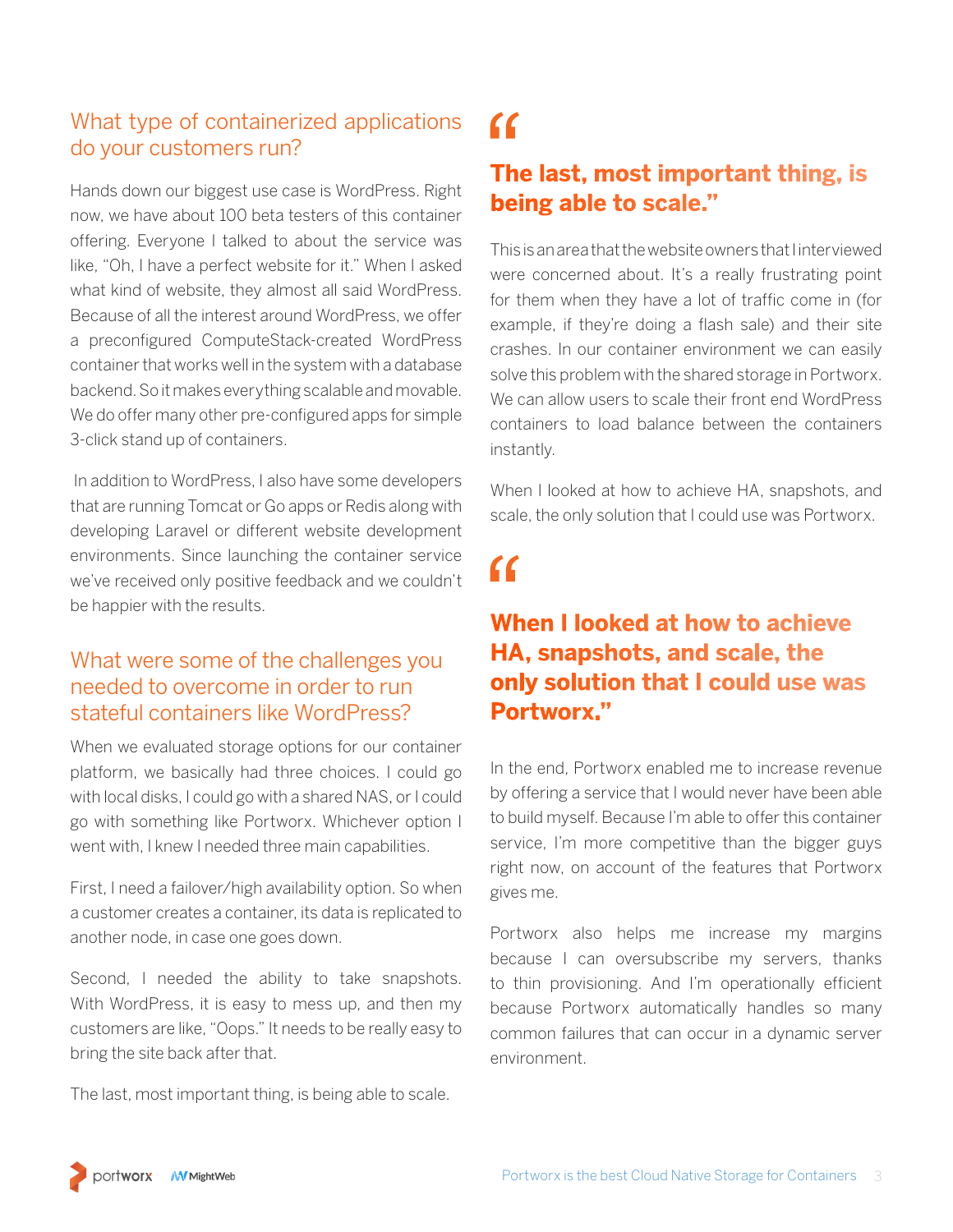## What type of containerized applications do your customers run?

Hands down our biggest use case is WordPress. Right now, we have about 100 beta testers of this container offering. Everyone I talked to about the service was like, "Oh, I have a perfect website for it." When I asked what kind of website, they almost all said WordPress. Because of all the interest around WordPress, we offer a preconfigured ComputeStack-created WordPress container that works well in the system with a database backend. So it makes everything scalable and movable. We do offer many other pre-configured apps for simple 3-click stand up of containers.

In addition to WordPress, I also have some developers that are running Tomcat or Go apps or Redis along with developing Laravel or different website development environments. Since launching the container service we've received only positive feedback and we couldn't be happier with the results.

## What were some of the challenges you needed to overcome in order to run stateful containers like WordPress?

When we evaluated storage options for our container platform, we basically had three choices. I could go with local disks, I could go with a shared NAS, or I could go with something like Portworx. Whichever option I went with, I knew I needed three main capabilities.

First, I need a failover/high availability option. So when a customer creates a container, its data is replicated to another node, in case one goes down.

Second, I needed the ability to take snapshots. With WordPress, it is easy to mess up, and then my customers are like, "Oops." It needs to be really easy to bring the site back after that.

The last, most important thing, is being able to scale.

> **"The last, most important thing, is being able to scale."**

This is an area that the website owners that I interviewed were concerned about. It's a really frustrating point for them when they have a lot of traffic come in (for example, if they're doing a flash sale) and their site crashes. In our container environment we can easily solve this problem with the shared storage in Portworx. We can allow users to scale their front end WordPress containers to load balance between the containers instantly.

When I looked at how to achieve HA, snapshots, and scale, the only solution that I could use was Portworx.

> **"When I looked at how to achieve HA, snapshots, and scale, the only solution that I could use was Portworx."**

In the end, Portworx enabled me to increase revenue by offering a service that I would never have been able to build myself. Because I'm able to offer this container service, I'm more competitive than the bigger guys right now, on account of the features that Portworx gives me.

Portworx also helps me increase my margins because I can oversubscribe my servers, thanks to thin provisioning. And I'm operationally efficient because Portworx automatically handles so many common failures that can occur in a dynamic server environment.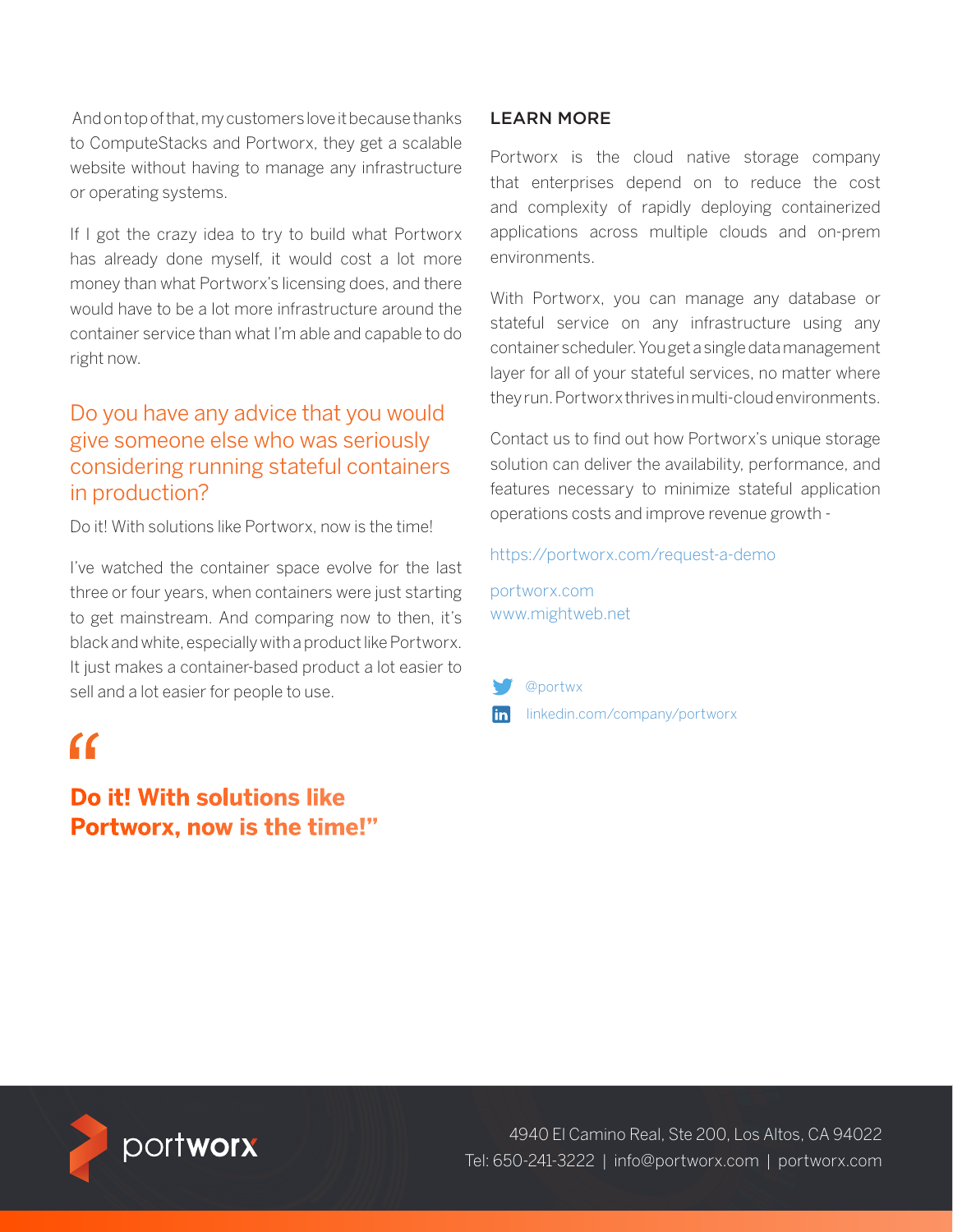And on top of that, my customers love it because thanks to ComputeStacks and Portworx, they get a scalable website without having to manage any infrastructure or operating systems.

If I got the crazy idea to try to build what Portworx has already done myself, it would cost a lot more money than what Portworx's licensing does, and there would have to be a lot more infrastructure around the container service than what I'm able and capable to do right now.

## Do you have any advice that you would give someone else who was seriously considering running stateful containers in production?

Do it! With solutions like Portworx, now is the time!

I've watched the container space evolve for the last three or four years, when containers were just starting to get mainstream. And comparing now to then, it's black and white, especially with a product like Portworx. It just makes a container-based product a lot easier to sell and a lot easier for people to use.

> **"Do it! With solutions like Portworx, now is the time!"**

## LEARN MORE

Portworx is the cloud native storage company that enterprises depend on to reduce the cost and complexity of rapidly deploying containerized applications across multiple clouds and on-prem environments.

With Portworx, you can manage any database or stateful service on any infrastructure using any container scheduler. You get a single data management layer for all of your stateful services, no matter where they run. Portworx thrives in multi-cloud environments.

Contact us to find out how Portworx's unique storage solution can deliver the availability, performance, and features necessary to minimize stateful application operations costs and improve revenue growth -

https://portworx.com/request-a-demo

portworx.com
www.mightweb.net

@portwx
linkedin.com/company/portworx

portworx

4940 El Camino Real, Ste 200, Los Altos, CA 94022
Tel: 650-241-3222 | info@portworx.com | portworx.com